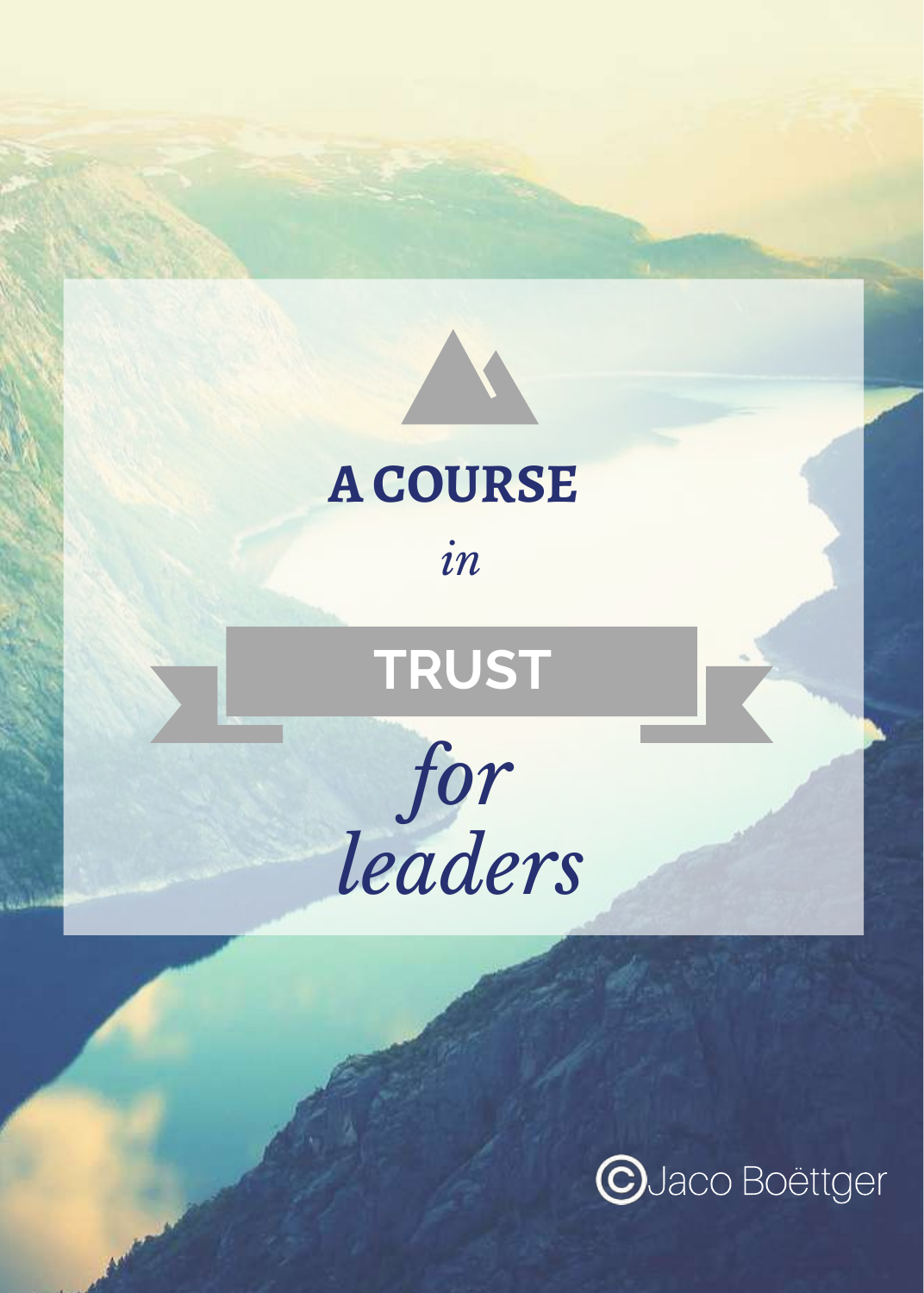# A COURSE

*in*

# TRUST

*for leaders*

©Jaco Boëttger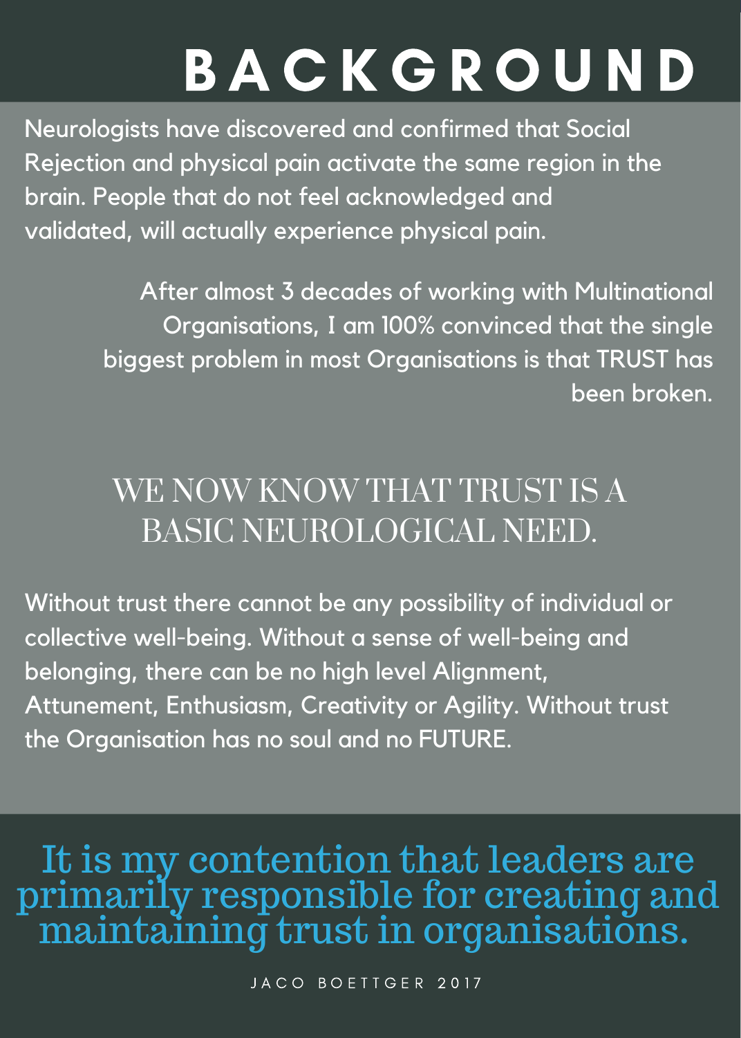# BACKGROUND

Neurologists have discovered and confirmed that Social Rejection and physical pain activate the same region in the brain. People that do not feel acknowledged and validated, will actually experience physical pain.

After almost 3 decades of working with Multinational Organisations, I am 100% convinced that the single biggest problem in most Organisations is that TRUST has been broken.

## WE NOW KNOW THAT TRUST IS A BASIC NEUROLOGICAL NEED.

Without trust there cannot be any possibility of individual or collective well-being. Without a sense of well-being and belonging, there can be no high level Alignment, Attunement, Enthusiasm, Creativity or Agility. Without trust the Organisation has no soul and no FUTURE.

## It is my contention that leaders are primarily responsible for creating and maintaining trust in organisations.

JACO BOETTGER 2017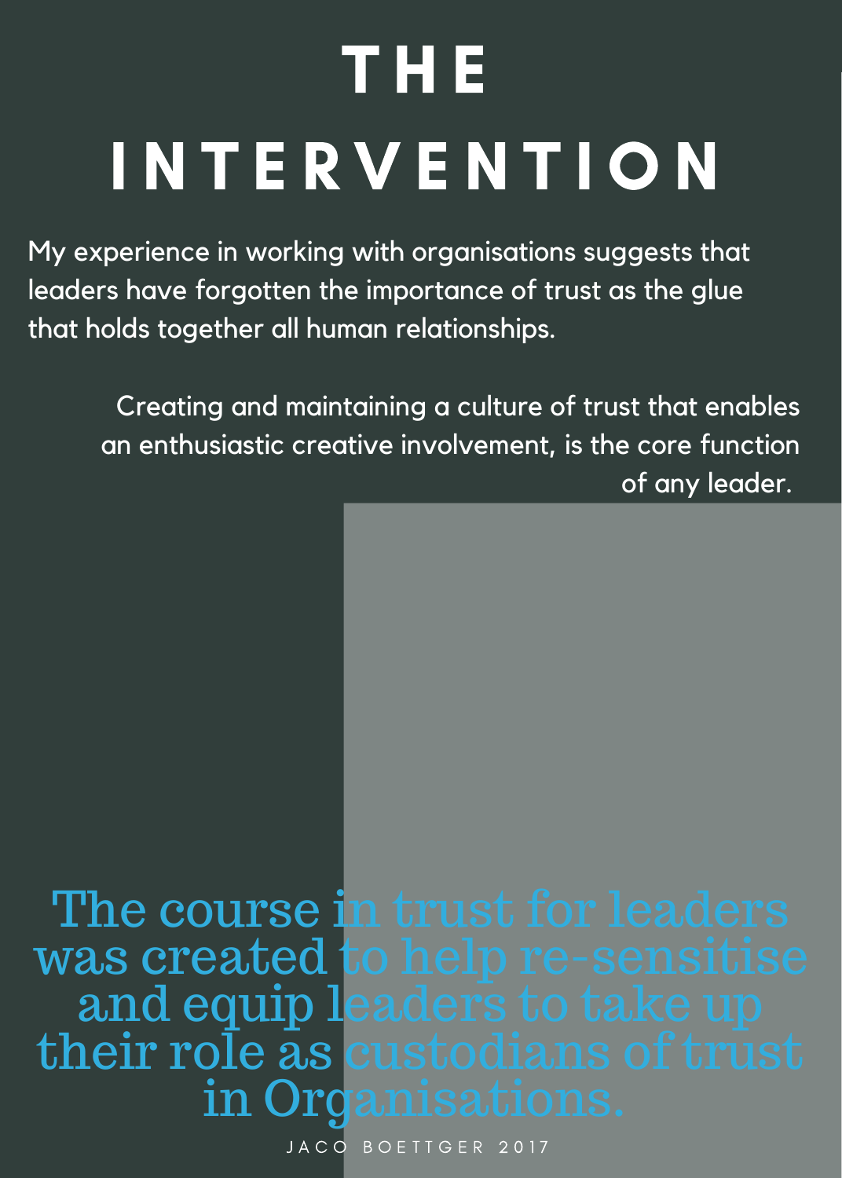# THE INTERVENTION

My experience in working with organisations suggests that leaders have forgotten the importance of trust as the glue that holds together all human relationships.

Creating and maintaining a culture of trust that enables an enthusiastic creative involvement, is the core function of any leader.

The course in trust for leaders was created to help re-sensitise and equip leaders to take up their role as custodians of trust in Organisations.

JACO BOETTGER 2017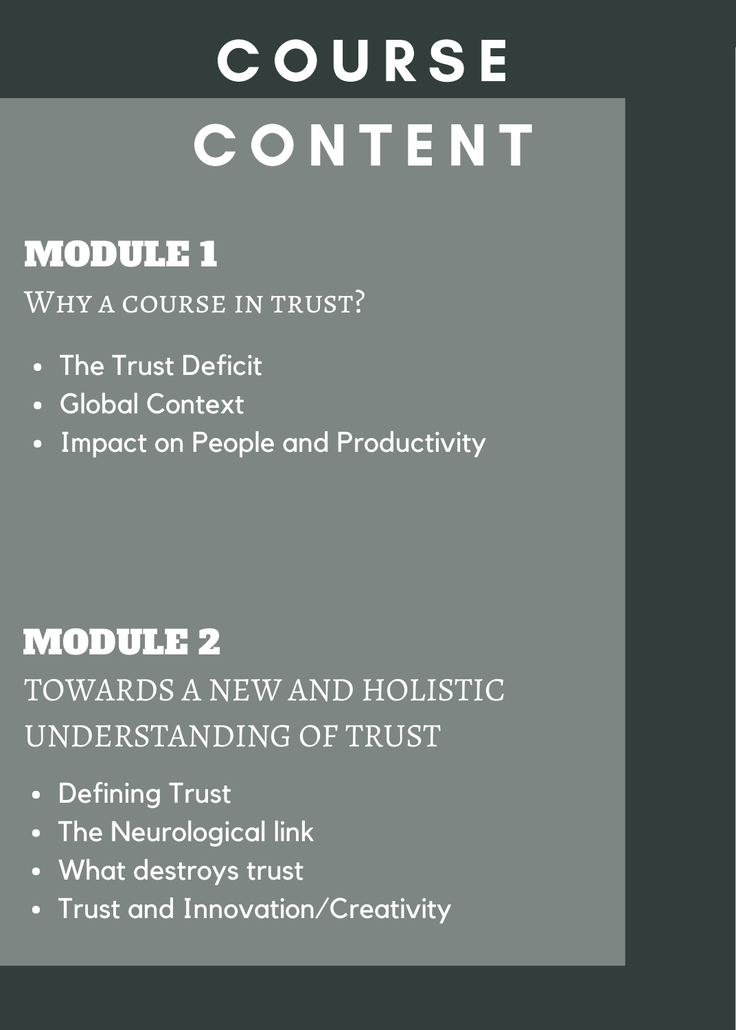# COURSE CONTENT

## MODULE 1

### Why a course in trust?

- The Trust Deficit
- Global Context
- Impact on People and Productivity

## MODULE 2

### TOWARDS A NEW AND HOLISTIC UNDERSTANDING OF TRUST

- Defining Trust
- The Neurological link
- What destroys trust
- Trust and Innovation/Creativity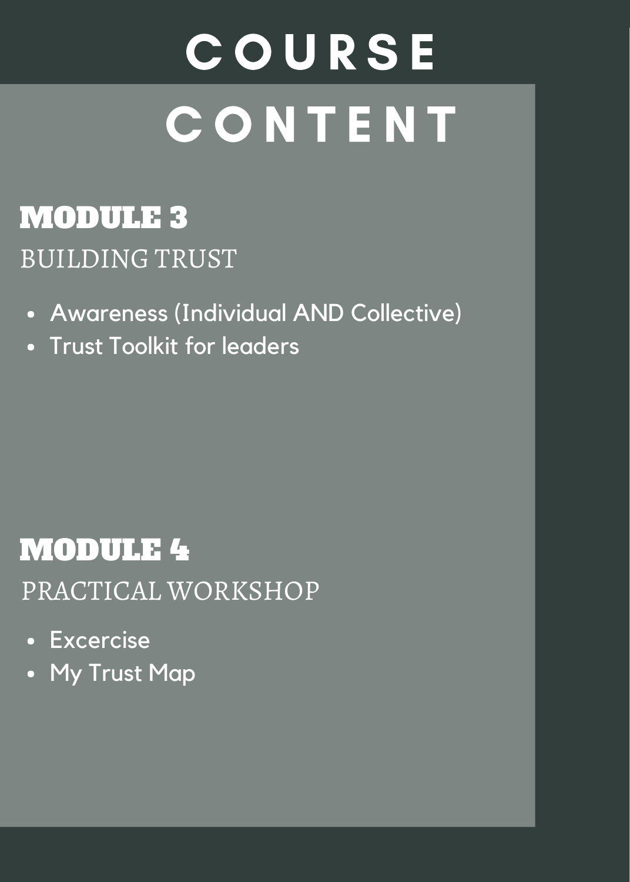# COURSE CONTENT

## MODULE 3

BUILDING TRUST

- Awareness (Individual AND Collective)
- Trust Toolkit for leaders

## MODULE 4

PRACTICAL WORKSHOP

- Excercise
- My Trust Map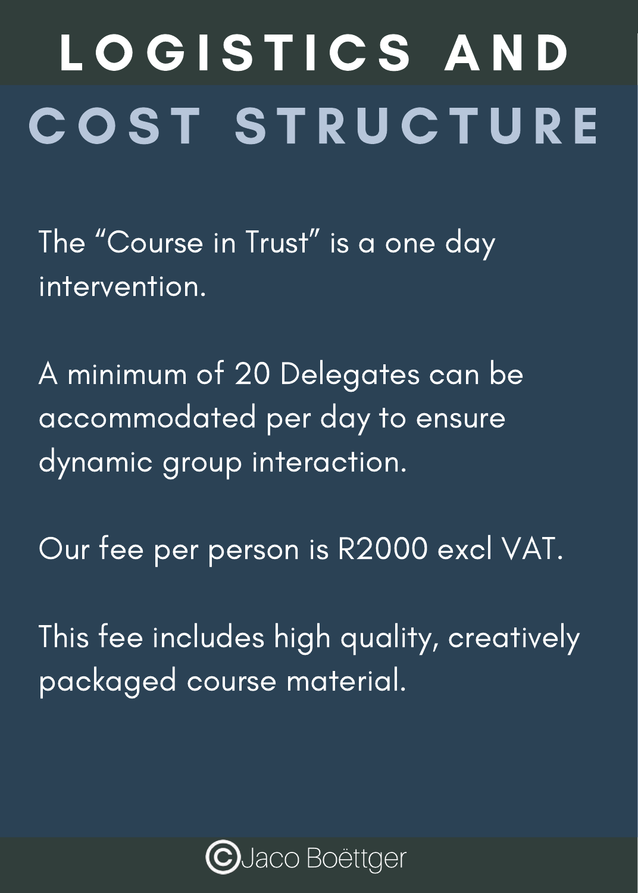# LOGISTICS AND COST STRUCTURE

The "Course in Trust" is a one day intervention.

A minimum of 20 Delegates can be accommodated per day to ensure dynamic group interaction.

Our fee per person is R2000 excl VAT.

This fee includes high quality, creatively packaged course material.

©Jaco Boëttger